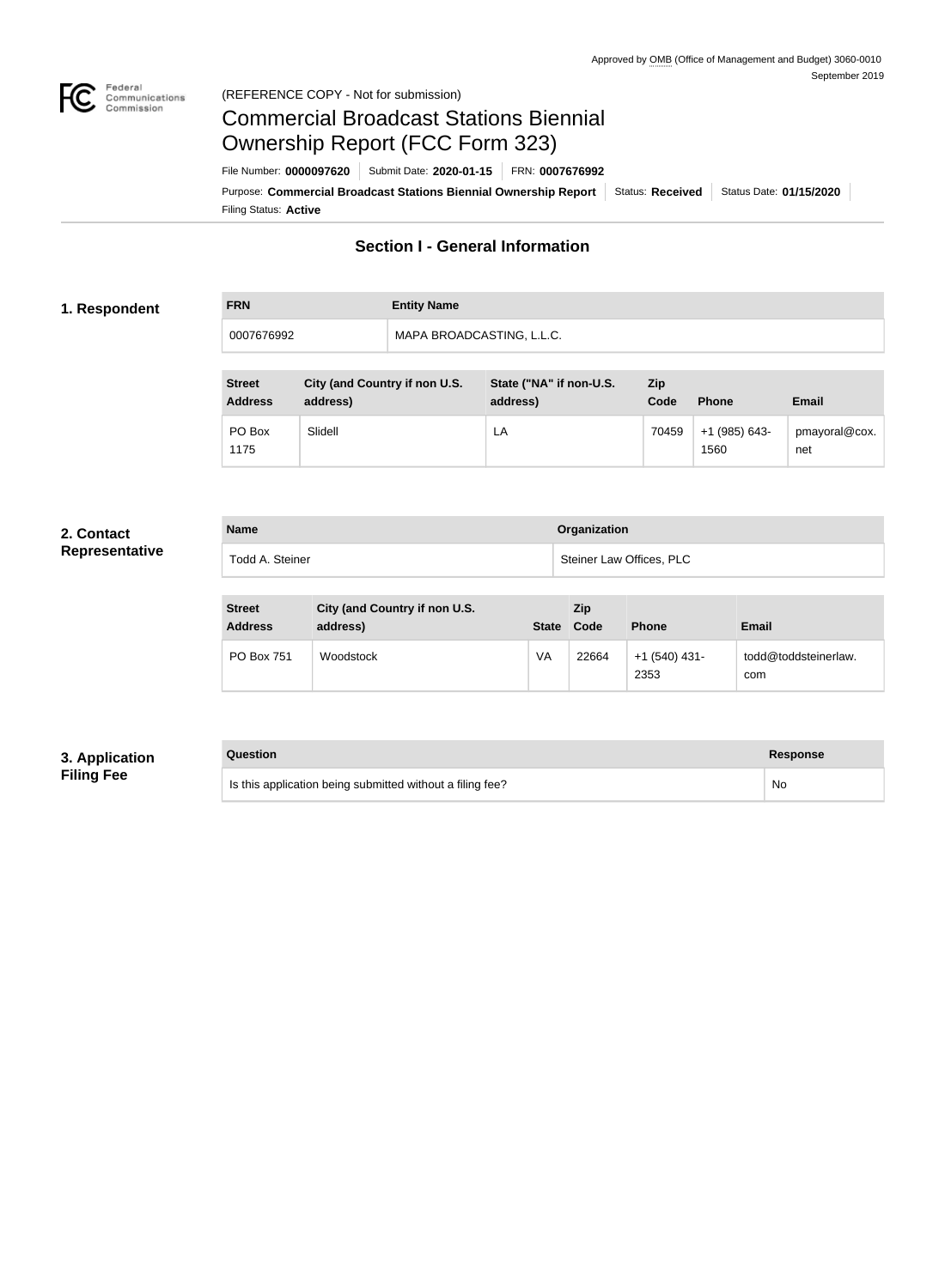Approved by OMB (Office of Management and Budget) 3060-0010
September 2019

Federal Communications Commission

(REFERENCE COPY - Not for submission)

# Commercial Broadcast Stations Biennial Ownership Report (FCC Form 323)

File Number: **0000097620** | Submit Date: **2020-01-15** | FRN: **0007676992**

Purpose: **Commercial Broadcast Stations Biennial Ownership Report** | Status: **Received** | Status Date: **01/15/2020**

Filing Status: **Active**

## Section I - General Information

### 1. Respondent

| FRN | Entity Name |
| --- | --- |
| 0007676992 | MAPA BROADCASTING, L.L.C. |

| Street Address | City (and Country if non U.S. address) | State ("NA" if non-U.S. address) | Zip Code | Phone | Email |
| --- | --- | --- | --- | --- | --- |
| PO Box 1175 | Slidell | LA | 70459 | +1 (985) 643-1560 | pmayoral@cox.net |

### 2. Contact Representative

| Name | Organization |
| --- | --- |
| Todd A. Steiner | Steiner Law Offices, PLC |

| Street Address | City (and Country if non U.S. address) | State | Zip Code | Phone | Email |
| --- | --- | --- | --- | --- | --- |
| PO Box 751 | Woodstock | VA | 22664 | +1 (540) 431-2353 | todd@toddsteinerlaw.com |

### 3. Application Filing Fee

| Question | Response |
| --- | --- |
| Is this application being submitted without a filing fee? | No |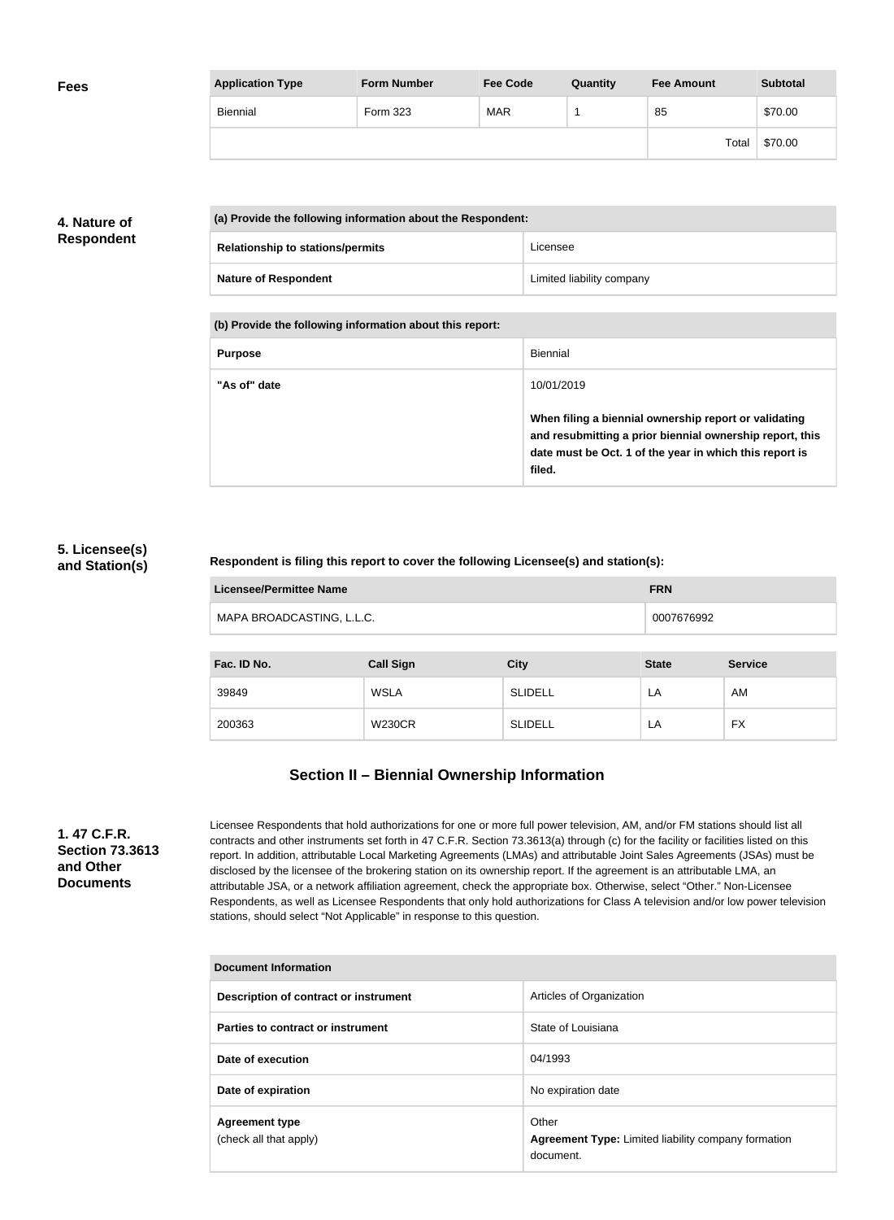**Fees**

| Application Type | Form Number | Fee Code | Quantity | Fee Amount | Subtotal |
|---|---|---|---|---|---|
| Biennial | Form 323 | MAR | 1 | 85 | $70.00 |
| | | | | Total | $70.00 |

## 4. Nature of Respondent

| (a) Provide the following information about the Respondent: | |
|---|---|
| Relationship to stations/permits | Licensee |
| Nature of Respondent | Limited liability company |

| (b) Provide the following information about this report: | |
|---|---|
| Purpose | Biennial |
| "As of" date | 10/01/2019<br><br>**When filing a biennial ownership report or validating and resubmitting a prior biennial ownership report, this date must be Oct. 1 of the year in which this report is filed.** |

## 5. Licensee(s) and Station(s)

**Respondent is filing this report to cover the following Licensee(s) and station(s):**

| Licensee/Permittee Name | FRN |
|---|---|
| MAPA BROADCASTING, L.L.C. | 0007676992 |

| Fac. ID No. | Call Sign | City | State | Service |
|---|---|---|---|---|
| 39849 | WSLA | SLIDELL | LA | AM |
| 200363 | W230CR | SLIDELL | LA | FX |

# Section II – Biennial Ownership Information

## 1. 47 C.F.R. Section 73.3613 and Other Documents

Licensee Respondents that hold authorizations for one or more full power television, AM, and/or FM stations should list all contracts and other instruments set forth in 47 C.F.R. Section 73.3613(a) through (c) for the facility or facilities listed on this report. In addition, attributable Local Marketing Agreements (LMAs) and attributable Joint Sales Agreements (JSAs) must be disclosed by the licensee of the brokering station on its ownership report. If the agreement is an attributable LMA, an attributable JSA, or a network affiliation agreement, check the appropriate box. Otherwise, select "Other." Non-Licensee Respondents, as well as Licensee Respondents that only hold authorizations for Class A television and/or low power television stations, should select "Not Applicable" in response to this question.

| Document Information | |
|---|---|
| Description of contract or instrument | Articles of Organization |
| Parties to contract or instrument | State of Louisiana |
| Date of execution | 04/1993 |
| Date of expiration | No expiration date |
| Agreement type<br>(check all that apply) | Other<br>**Agreement Type:** Limited liability company formation document. |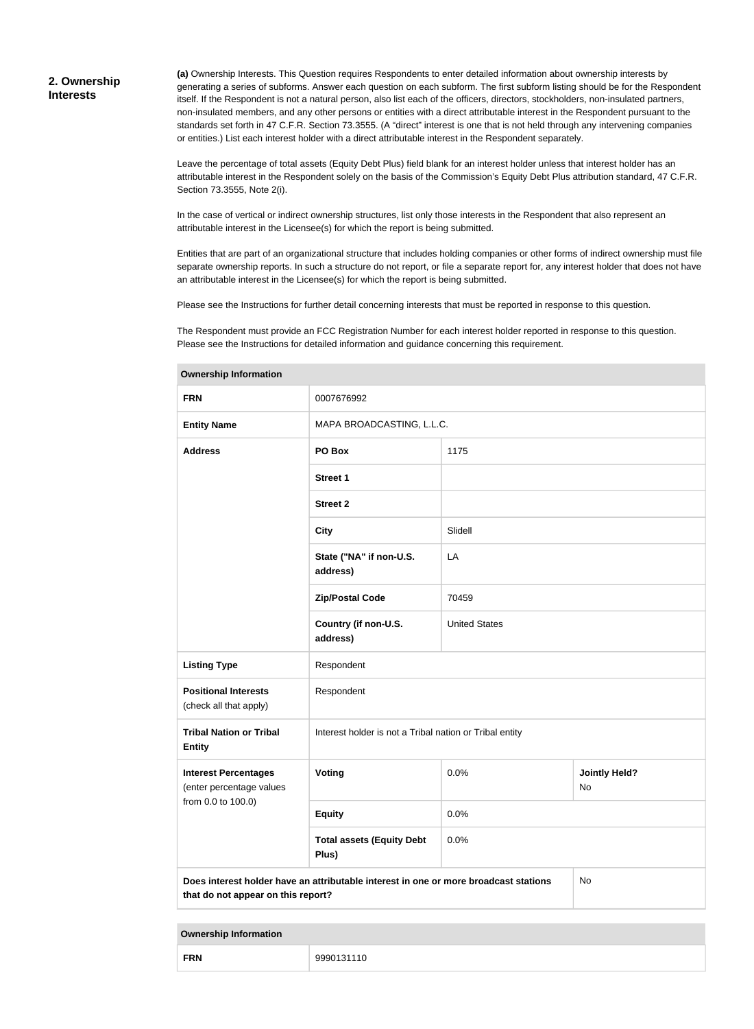## 2. Ownership Interests

**(a)** Ownership Interests. This Question requires Respondents to enter detailed information about ownership interests by generating a series of subforms. Answer each question on each subform. The first subform listing should be for the Respondent itself. If the Respondent is not a natural person, also list each of the officers, directors, stockholders, non-insulated partners, non-insulated members, and any other persons or entities with a direct attributable interest in the Respondent pursuant to the standards set forth in 47 C.F.R. Section 73.3555. (A "direct" interest is one that is not held through any intervening companies or entities.) List each interest holder with a direct attributable interest in the Respondent separately.

Leave the percentage of total assets (Equity Debt Plus) field blank for an interest holder unless that interest holder has an attributable interest in the Respondent solely on the basis of the Commission's Equity Debt Plus attribution standard, 47 C.F.R. Section 73.3555, Note 2(i).

In the case of vertical or indirect ownership structures, list only those interests in the Respondent that also represent an attributable interest in the Licensee(s) for which the report is being submitted.

Entities that are part of an organizational structure that includes holding companies or other forms of indirect ownership must file separate ownership reports. In such a structure do not report, or file a separate report for, any interest holder that does not have an attributable interest in the Licensee(s) for which the report is being submitted.

Please see the Instructions for further detail concerning interests that must be reported in response to this question.

The Respondent must provide an FCC Registration Number for each interest holder reported in response to this question. Please see the Instructions for detailed information and guidance concerning this requirement.

| Ownership Information | | | |
|---|---|---|---|
| **FRN** | 0007676992 | | |
| **Entity Name** | MAPA BROADCASTING, L.L.C. | | |
| **Address** | **PO Box** | 1175 | |
| | **Street 1** | | |
| | **Street 2** | | |
| | **City** | Slidell | |
| | **State ("NA" if non-U.S. address)** | LA | |
| | **Zip/Postal Code** | 70459 | |
| | **Country (if non-U.S. address)** | United States | |
| **Listing Type** | Respondent | | |
| **Positional Interests** (check all that apply) | Respondent | | |
| **Tribal Nation or Tribal Entity** | Interest holder is not a Tribal nation or Tribal entity | | |
| **Interest Percentages** (enter percentage values from 0.0 to 100.0) | **Voting** | 0.0% | **Jointly Held?** No |
| | **Equity** | 0.0% | |
| | **Total assets (Equity Debt Plus)** | 0.0% | |
| **Does interest holder have an attributable interest in one or more broadcast stations that do not appear on this report?** | | | No |

| Ownership Information | |
|---|---|
| **FRN** | 9990131110 |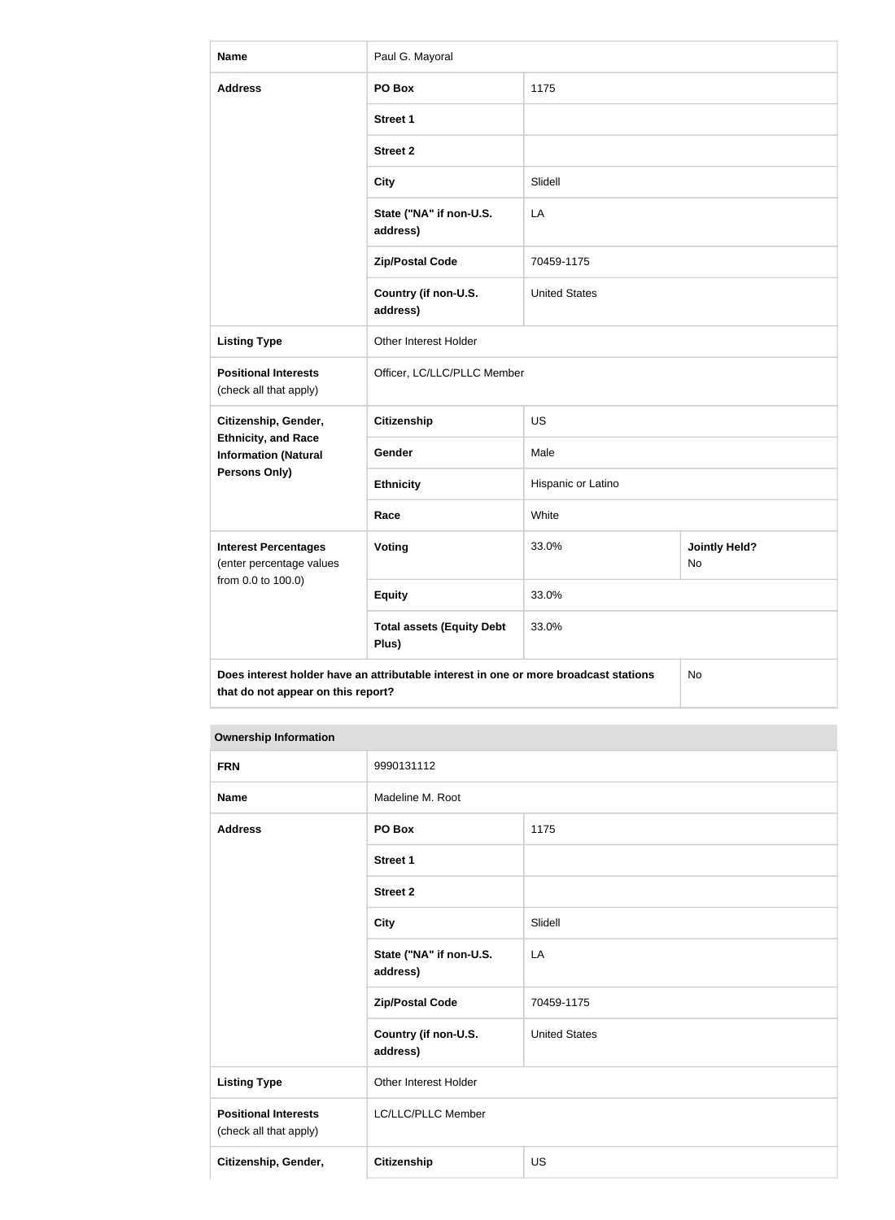| | | | |
|---|---|---|---|
| **Name** | Paul G. Mayoral | | |
| **Address** | **PO Box** | 1175 | |
| | **Street 1** | | |
| | **Street 2** | | |
| | **City** | Slidell | |
| | **State ("NA" if non-U.S. address)** | LA | |
| | **Zip/Postal Code** | 70459-1175 | |
| | **Country (if non-U.S. address)** | United States | |
| **Listing Type** | Other Interest Holder | | |
| **Positional Interests** (check all that apply) | Officer, LC/LLC/PLLC Member | | |
| **Citizenship, Gender, Ethnicity, and Race Information (Natural Persons Only)** | **Citizenship** | US | |
| | **Gender** | Male | |
| | **Ethnicity** | Hispanic or Latino | |
| | **Race** | White | |
| **Interest Percentages** (enter percentage values from 0.0 to 100.0) | **Voting** | 33.0% | **Jointly Held?** No |
| | **Equity** | 33.0% | |
| | **Total assets (Equity Debt Plus)** | 33.0% | |
| **Does interest holder have an attributable interest in one or more broadcast stations that do not appear on this report?** | | | No |

| **Ownership Information** | | |
|---|---|---|
| **FRN** | 9990131112 | |
| **Name** | Madeline M. Root | |
| **Address** | **PO Box** | 1175 |
| | **Street 1** | |
| | **Street 2** | |
| | **City** | Slidell |
| | **State ("NA" if non-U.S. address)** | LA |
| | **Zip/Postal Code** | 70459-1175 |
| | **Country (if non-U.S. address)** | United States |
| **Listing Type** | Other Interest Holder | |
| **Positional Interests** (check all that apply) | LC/LLC/PLLC Member | |
| **Citizenship, Gender,** | **Citizenship** | US |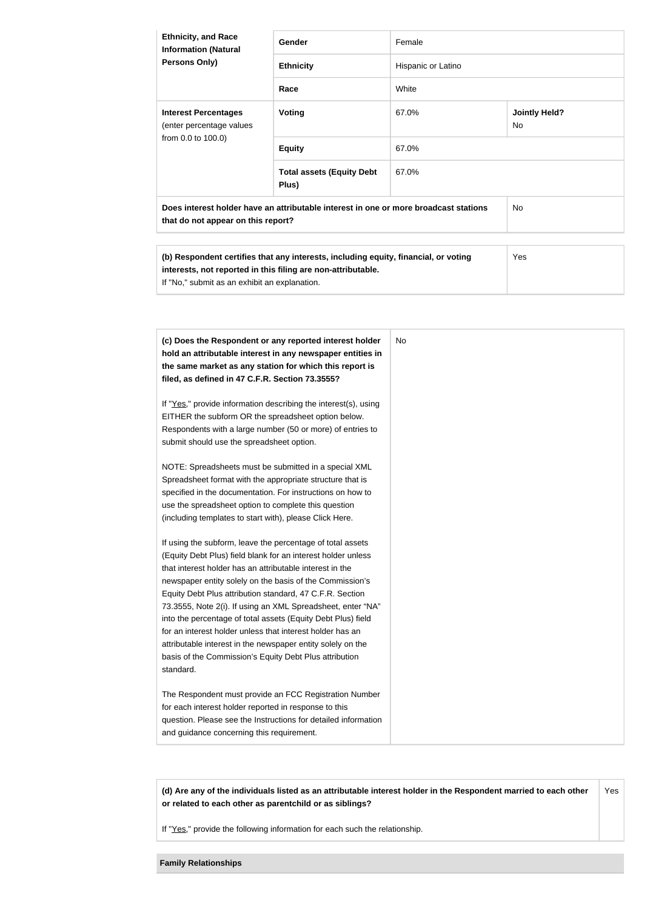| | | | |
|---|---|---|---|
| **Ethnicity, and Race Information (Natural Persons Only)** | **Gender** | Female | |
| | **Ethnicity** | Hispanic or Latino | |
| | **Race** | White | |
| **Interest Percentages** (enter percentage values from 0.0 to 100.0) | **Voting** | 67.0% | **Jointly Held?** No |
| | **Equity** | 67.0% | |
| | **Total assets (Equity Debt Plus)** | 67.0% | |
| **Does interest holder have an attributable interest in one or more broadcast stations that do not appear on this report?** | | | No |

| | |
|---|---|
| **(b) Respondent certifies that any interests, including equity, financial, or voting interests, not reported in this filing are non-attributable.** If "No," submit as an exhibit an explanation. | Yes |

| | |
|---|---|
| **(c) Does the Respondent or any reported interest holder hold an attributable interest in any newspaper entities in the same market as any station for which this report is filed, as defined in 47 C.F.R. Section 73.3555?**<br><br>If "Yes," provide information describing the interest(s), using EITHER the subform OR the spreadsheet option below. Respondents with a large number (50 or more) of entries to submit should use the spreadsheet option.<br><br>NOTE: Spreadsheets must be submitted in a special XML Spreadsheet format with the appropriate structure that is specified in the documentation. For instructions on how to use the spreadsheet option to complete this question (including templates to start with), please Click Here.<br><br>If using the subform, leave the percentage of total assets (Equity Debt Plus) field blank for an interest holder unless that interest holder has an attributable interest in the newspaper entity solely on the basis of the Commission's Equity Debt Plus attribution standard, 47 C.F.R. Section 73.3555, Note 2(i). If using an XML Spreadsheet, enter "NA" into the percentage of total assets (Equity Debt Plus) field for an interest holder unless that interest holder has an attributable interest in the newspaper entity solely on the basis of the Commission's Equity Debt Plus attribution standard.<br><br>The Respondent must provide an FCC Registration Number for each interest holder reported in response to this question. Please see the Instructions for detailed information and guidance concerning this requirement. | No |

| | |
|---|---|
| **(d) Are any of the individuals listed as an attributable interest holder in the Respondent married to each other or related to each other as parentchild or as siblings?**<br><br>If "Yes," provide the following information for each such the relationship. | Yes |

**Family Relationships**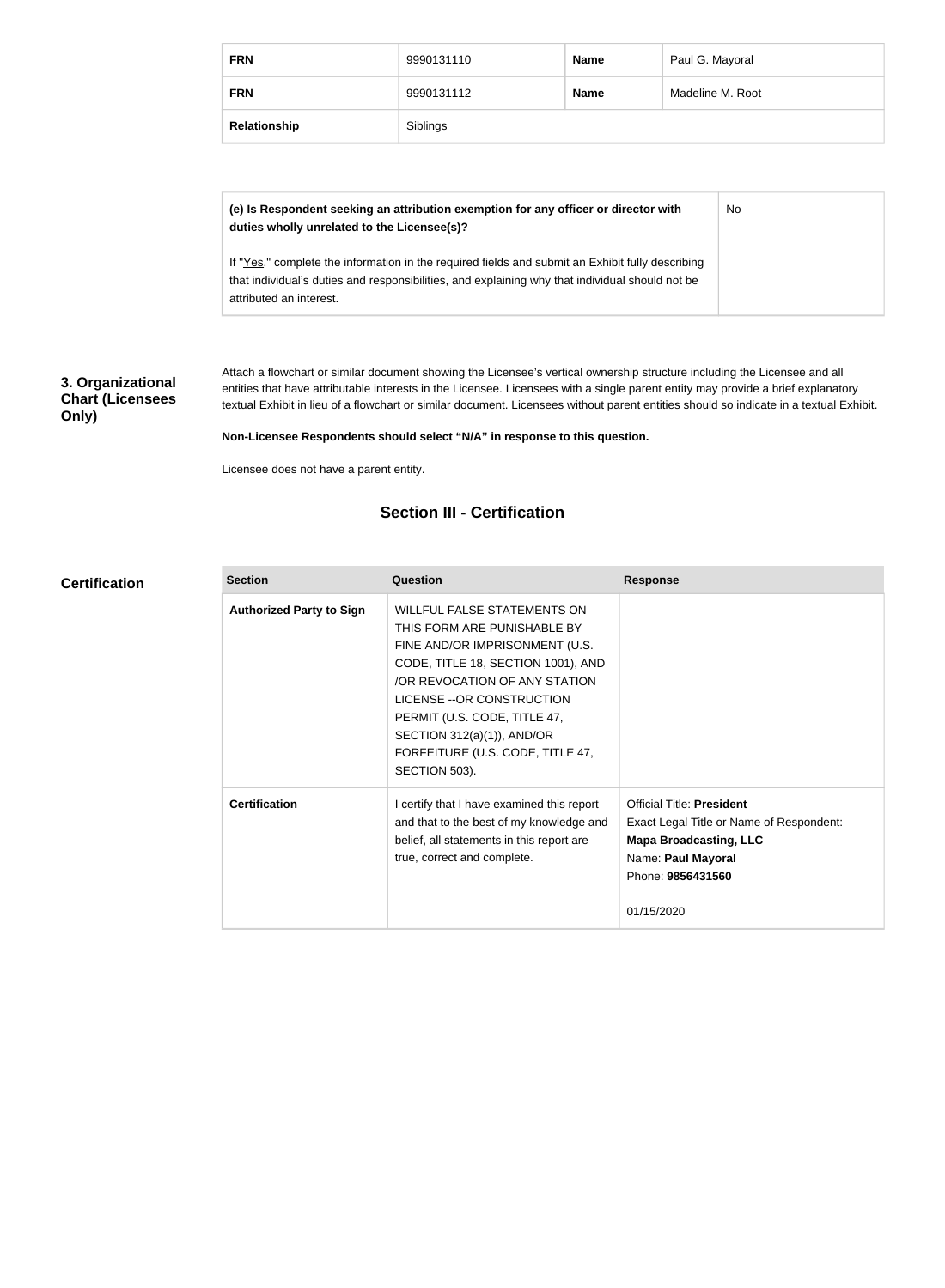| | | | |
|---|---|---|---|
| **FRN** | 9990131110 | **Name** | Paul G. Mayoral |
| **FRN** | 9990131112 | **Name** | Madeline M. Root |
| **Relationship** | Siblings | | |

| | |
|---|---|
| **(e) Is Respondent seeking an attribution exemption for any officer or director with duties wholly unrelated to the Licensee(s)?**<br><br>If "Yes," complete the information in the required fields and submit an Exhibit fully describing that individual's duties and responsibilities, and explaining why that individual should not be attributed an interest. | No |

**3. Organizational Chart (Licensees Only)**

Attach a flowchart or similar document showing the Licensee's vertical ownership structure including the Licensee and all entities that have attributable interests in the Licensee. Licensees with a single parent entity may provide a brief explanatory textual Exhibit in lieu of a flowchart or similar document. Licensees without parent entities should so indicate in a textual Exhibit.

**Non-Licensee Respondents should select "N/A" in response to this question.**

Licensee does not have a parent entity.

## Section III - Certification

**Certification**

| Section | Question | Response |
|---|---|---|
| **Authorized Party to Sign** | WILLFUL FALSE STATEMENTS ON THIS FORM ARE PUNISHABLE BY FINE AND/OR IMPRISONMENT (U.S. CODE, TITLE 18, SECTION 1001), AND /OR REVOCATION OF ANY STATION LICENSE --OR CONSTRUCTION PERMIT (U.S. CODE, TITLE 47, SECTION 312(a)(1)), AND/OR FORFEITURE (U.S. CODE, TITLE 47, SECTION 503). | |
| **Certification** | I certify that I have examined this report and that to the best of my knowledge and belief, all statements in this report are true, correct and complete. | Official Title: **President**<br>Exact Legal Title or Name of Respondent: **Mapa Broadcasting, LLC**<br>Name: **Paul Mayoral**<br>Phone: **9856431560**<br><br>01/15/2020 |